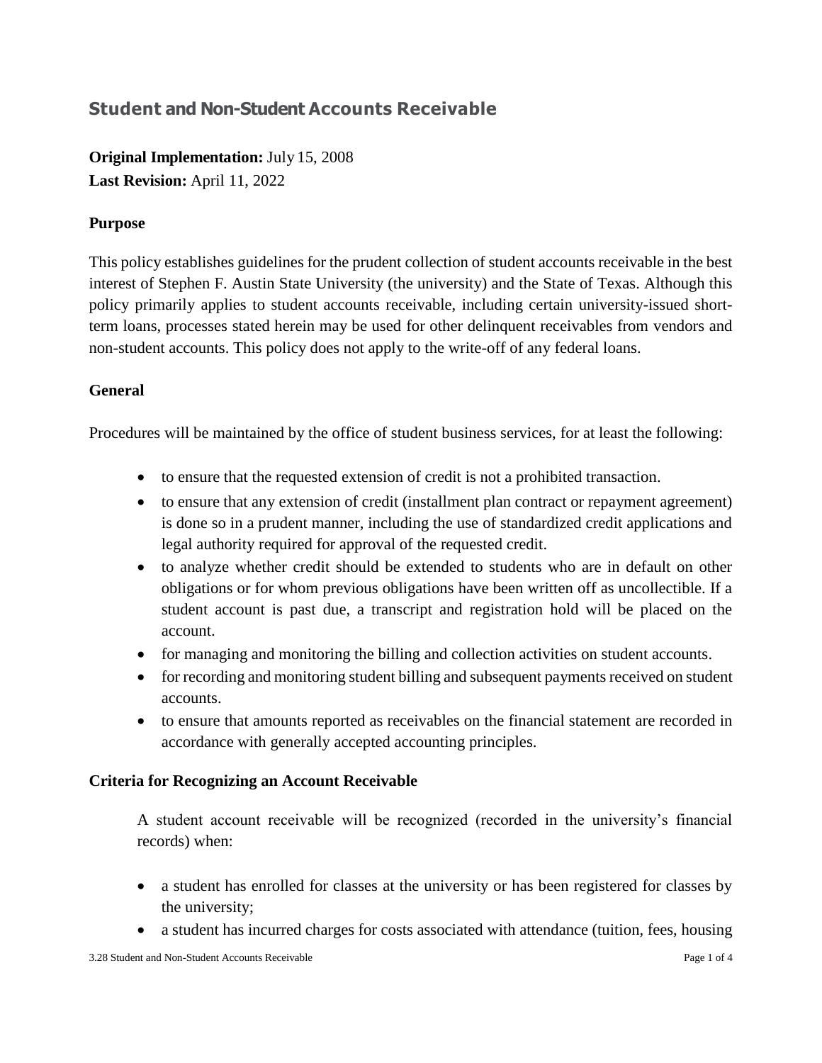# Student and Non-Student Accounts Receivable

**Original Implementation:** July 15, 2008
**Last Revision:** April 11, 2022

## Purpose

This policy establishes guidelines for the prudent collection of student accounts receivable in the best interest of Stephen F. Austin State University (the university) and the State of Texas. Although this policy primarily applies to student accounts receivable, including certain university-issued short-term loans, processes stated herein may be used for other delinquent receivables from vendors and non-student accounts. This policy does not apply to the write-off of any federal loans.

## General

Procedures will be maintained by the office of student business services, for at least the following:

- to ensure that the requested extension of credit is not a prohibited transaction.
- to ensure that any extension of credit (installment plan contract or repayment agreement) is done so in a prudent manner, including the use of standardized credit applications and legal authority required for approval of the requested credit.
- to analyze whether credit should be extended to students who are in default on other obligations or for whom previous obligations have been written off as uncollectible. If a student account is past due, a transcript and registration hold will be placed on the account.
- for managing and monitoring the billing and collection activities on student accounts.
- for recording and monitoring student billing and subsequent payments received on student accounts.
- to ensure that amounts reported as receivables on the financial statement are recorded in accordance with generally accepted accounting principles.

## Criteria for Recognizing an Account Receivable

A student account receivable will be recognized (recorded in the university's financial records) when:

- a student has enrolled for classes at the university or has been registered for classes by the university;
- a student has incurred charges for costs associated with attendance (tuition, fees, housing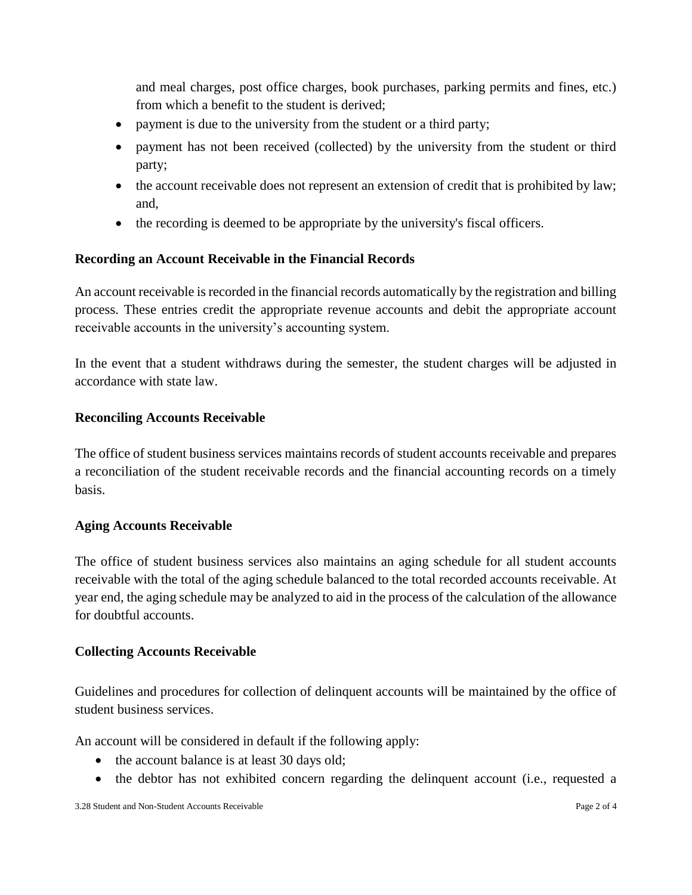and meal charges, post office charges, book purchases, parking permits and fines, etc.) from which a benefit to the student is derived;

- payment is due to the university from the student or a third party;
- payment has not been received (collected) by the university from the student or third party;
- the account receivable does not represent an extension of credit that is prohibited by law; and,
- the recording is deemed to be appropriate by the university's fiscal officers.

**Recording an Account Receivable in the Financial Records**

An account receivable is recorded in the financial records automatically by the registration and billing process. These entries credit the appropriate revenue accounts and debit the appropriate account receivable accounts in the university's accounting system.

In the event that a student withdraws during the semester, the student charges will be adjusted in accordance with state law.

**Reconciling Accounts Receivable**

The office of student business services maintains records of student accounts receivable and prepares a reconciliation of the student receivable records and the financial accounting records on a timely basis.

**Aging Accounts Receivable**

The office of student business services also maintains an aging schedule for all student accounts receivable with the total of the aging schedule balanced to the total recorded accounts receivable. At year end, the aging schedule may be analyzed to aid in the process of the calculation of the allowance for doubtful accounts.

**Collecting Accounts Receivable**

Guidelines and procedures for collection of delinquent accounts will be maintained by the office of student business services.

An account will be considered in default if the following apply:

- the account balance is at least 30 days old;
- the debtor has not exhibited concern regarding the delinquent account (i.e., requested a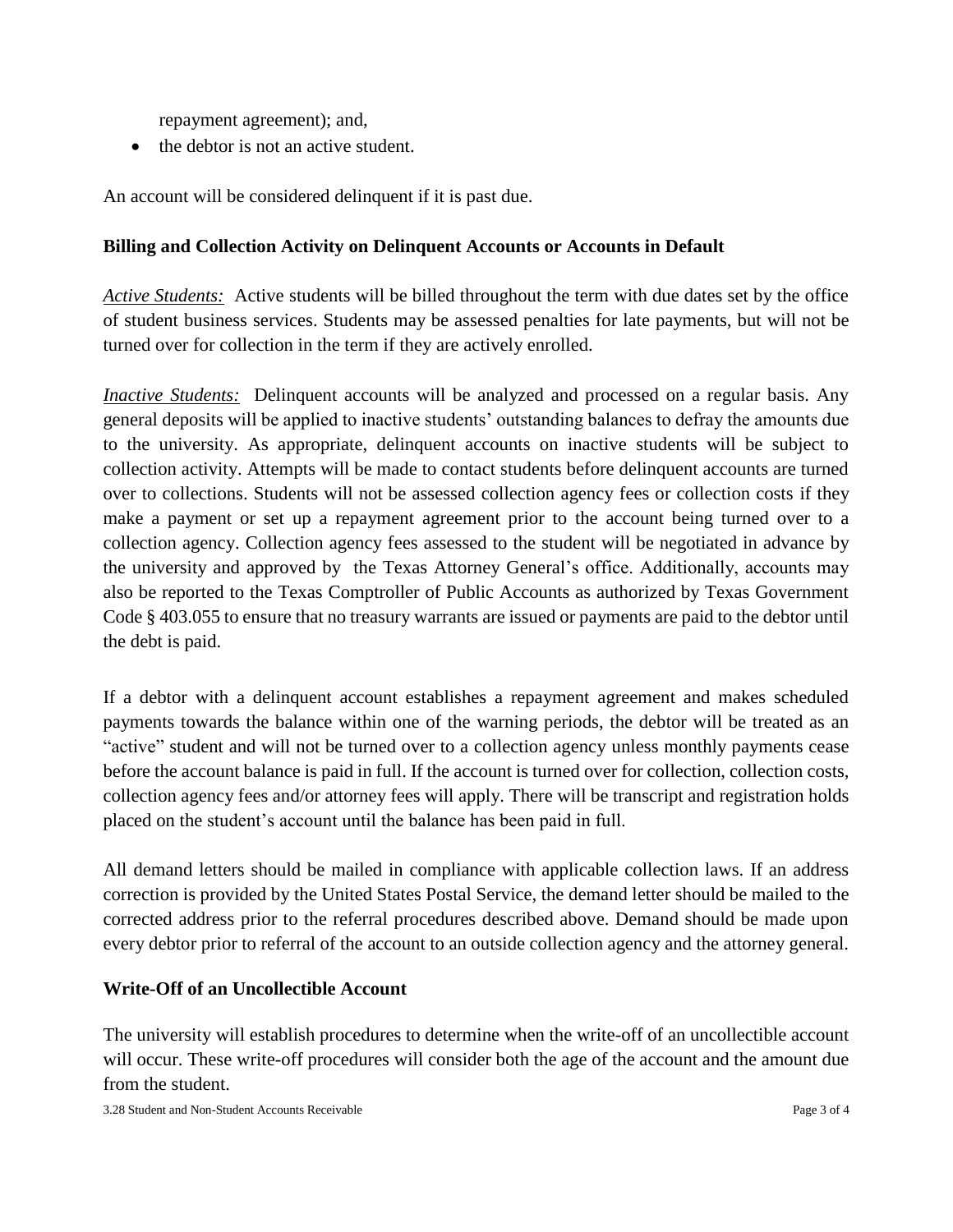repayment agreement); and,

- the debtor is not an active student.

An account will be considered delinquent if it is past due.

**Billing and Collection Activity on Delinquent Accounts or Accounts in Default**

*Active Students:* Active students will be billed throughout the term with due dates set by the office of student business services. Students may be assessed penalties for late payments, but will not be turned over for collection in the term if they are actively enrolled.

*Inactive Students:* Delinquent accounts will be analyzed and processed on a regular basis. Any general deposits will be applied to inactive students' outstanding balances to defray the amounts due to the university. As appropriate, delinquent accounts on inactive students will be subject to collection activity. Attempts will be made to contact students before delinquent accounts are turned over to collections. Students will not be assessed collection agency fees or collection costs if they make a payment or set up a repayment agreement prior to the account being turned over to a collection agency. Collection agency fees assessed to the student will be negotiated in advance by the university and approved by the Texas Attorney General's office. Additionally, accounts may also be reported to the Texas Comptroller of Public Accounts as authorized by Texas Government Code § 403.055 to ensure that no treasury warrants are issued or payments are paid to the debtor until the debt is paid.

If a debtor with a delinquent account establishes a repayment agreement and makes scheduled payments towards the balance within one of the warning periods, the debtor will be treated as an "active" student and will not be turned over to a collection agency unless monthly payments cease before the account balance is paid in full. If the account is turned over for collection, collection costs, collection agency fees and/or attorney fees will apply. There will be transcript and registration holds placed on the student's account until the balance has been paid in full.

All demand letters should be mailed in compliance with applicable collection laws. If an address correction is provided by the United States Postal Service, the demand letter should be mailed to the corrected address prior to the referral procedures described above. Demand should be made upon every debtor prior to referral of the account to an outside collection agency and the attorney general.

**Write-Off of an Uncollectible Account**

The university will establish procedures to determine when the write-off of an uncollectible account will occur. These write-off procedures will consider both the age of the account and the amount due from the student.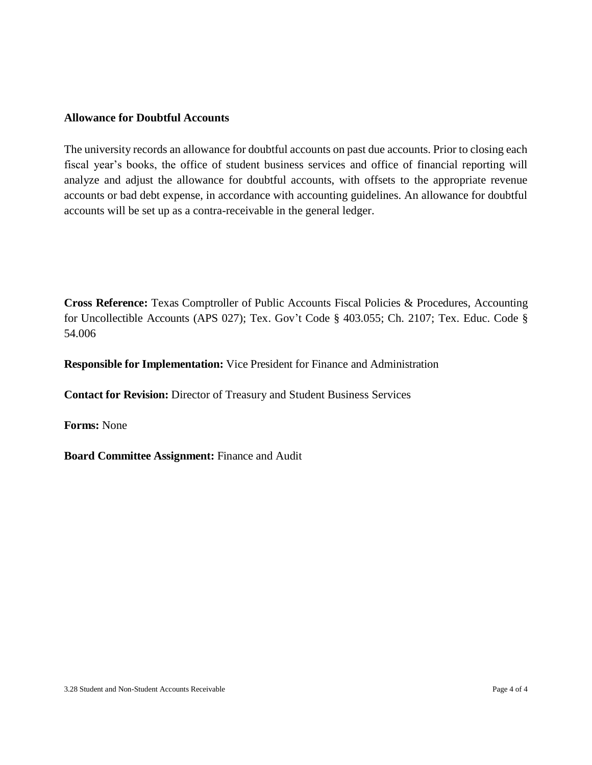**Allowance for Doubtful Accounts**

The university records an allowance for doubtful accounts on past due accounts. Prior to closing each fiscal year's books, the office of student business services and office of financial reporting will analyze and adjust the allowance for doubtful accounts, with offsets to the appropriate revenue accounts or bad debt expense, in accordance with accounting guidelines. An allowance for doubtful accounts will be set up as a contra-receivable in the general ledger.

**Cross Reference:** Texas Comptroller of Public Accounts Fiscal Policies & Procedures, Accounting for Uncollectible Accounts (APS 027); Tex. Gov't Code § 403.055; Ch. 2107; Tex. Educ. Code § 54.006

**Responsible for Implementation:** Vice President for Finance and Administration

**Contact for Revision:** Director of Treasury and Student Business Services

**Forms:** None

**Board Committee Assignment:** Finance and Audit